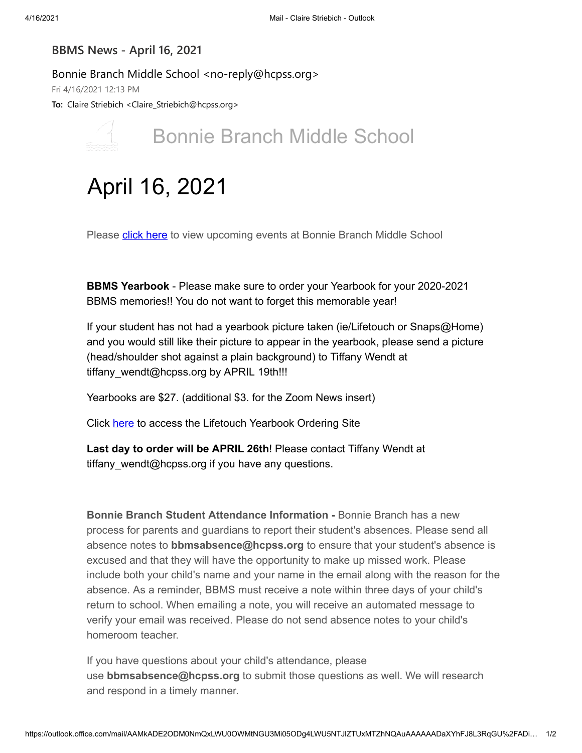## BBMS News - April 16, 2021

Bonnie Branch Middle School <no-reply@hcpss.org>

Fri 4/16/2021 12:13 PM

**To:** Claire Striebich <Claire_Striebich@hcpss.org>

Bonnie Branch Middle School

# April 16, 2021

Please click here to view upcoming events at Bonnie Branch Middle School

**BBMS Yearbook** - Please make sure to order your Yearbook for your 2020-2021 BBMS memories!! You do not want to forget this memorable year!

If your student has not had a yearbook picture taken (ie/Lifetouch or Snaps@Home) and you would still like their picture to appear in the yearbook, please send a picture (head/shoulder shot against a plain background) to Tiffany Wendt at tiffany_wendt@hcpss.org by APRIL 19th!!!

Yearbooks are $27. (additional $3. for the Zoom News insert)

Click here to access the Lifetouch Yearbook Ordering Site

**Last day to order will be APRIL 26th**! Please contact Tiffany Wendt at tiffany_wendt@hcpss.org if you have any questions.

**Bonnie Branch Student Attendance Information -** Bonnie Branch has a new process for parents and guardians to report their student's absences. Please send all absence notes to **bbmsabsence@hcpss.org** to ensure that your student's absence is excused and that they will have the opportunity to make up missed work. Please include both your child's name and your name in the email along with the reason for the absence. As a reminder, BBMS must receive a note within three days of your child's return to school. When emailing a note, you will receive an automated message to verify your email was received. Please do not send absence notes to your child's homeroom teacher.

If you have questions about your child's attendance, please use **bbmsabsence@hcpss.org** to submit those questions as well. We will research and respond in a timely manner.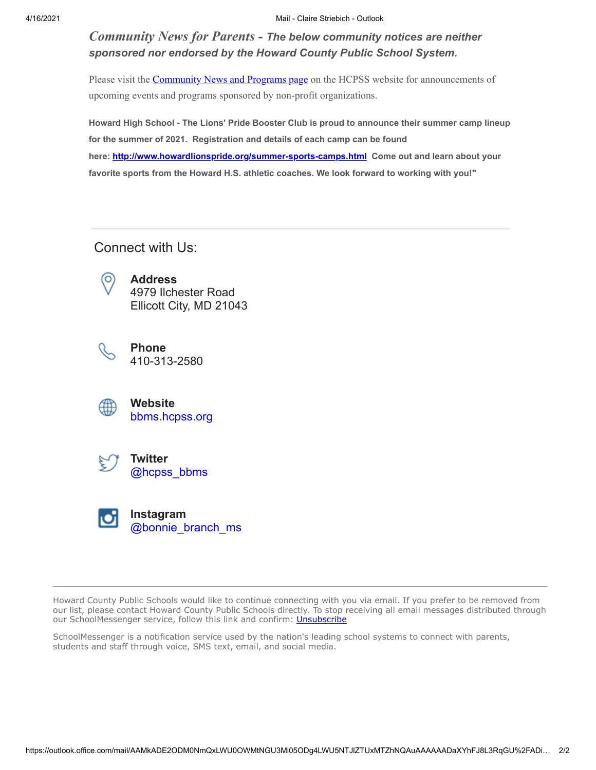***Community News for Parents - The below community notices are neither sponsored nor endorsed by the Howard County Public School System.***

Please visit the [Community News and Programs page](#) on the HCPSS website for announcements of upcoming events and programs sponsored by non-profit organizations.

**Howard High School - The Lions' Pride Booster Club is proud to announce their summer camp lineup for the summer of 2021. Registration and details of each camp can be found here: [http://www.howardlionspride.org/summer-sports-camps.html](http://www.howardlionspride.org/summer-sports-camps.html) Come out and learn about your favorite sports from the Howard H.S. athletic coaches. We look forward to working with you!"**

---

## Connect with Us:

**Address**
4979 Ilchester Road
Ellicott City, MD 21043

**Phone**
410-313-2580

**Website**
bbms.hcpss.org

**Twitter**
@hcpss_bbms

**Instagram**
@bonnie_branch_ms

---

Howard County Public Schools would like to continue connecting with you via email. If you prefer to be removed from our list, please contact Howard County Public Schools directly. To stop receiving all email messages distributed through our SchoolMessenger service, follow this link and confirm: [Unsubscribe](#)

SchoolMessenger is a notification service used by the nation's leading school systems to connect with parents, students and staff through voice, SMS text, email, and social media.